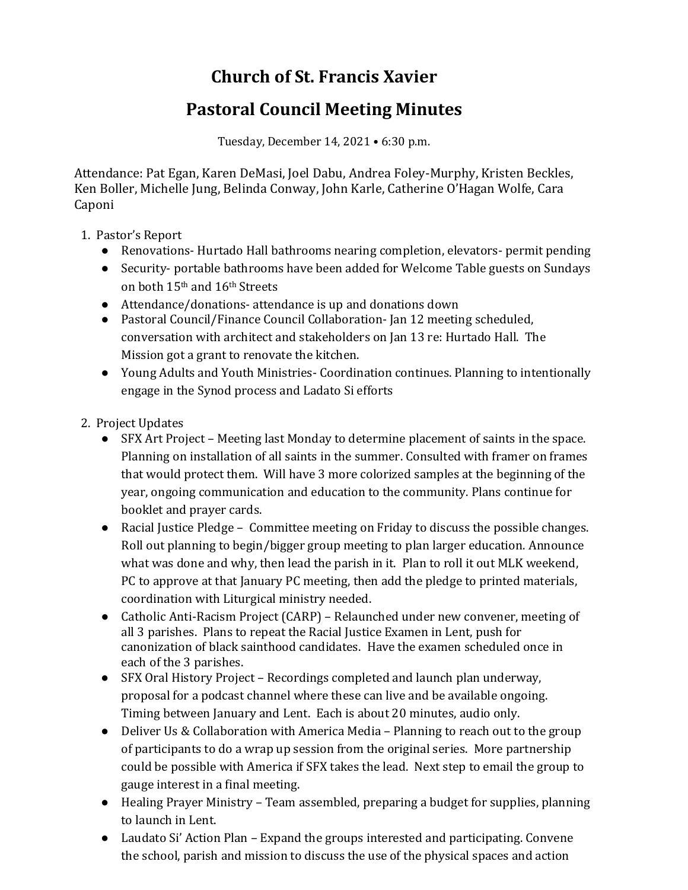# Church of St. Francis Xavier

## Pastoral Council Meeting Minutes

Tuesday, December 14, 2021 • 6:30 p.m.

Attendance: Pat Egan, Karen DeMasi, Joel Dabu, Andrea Foley-Murphy, Kristen Beckles, Ken Boller, Michelle Jung, Belinda Conway, John Karle, Catherine O'Hagan Wolfe, Cara Caponi

1. Pastor's Report
   - Renovations- Hurtado Hall bathrooms nearing completion, elevators- permit pending
   - Security- portable bathrooms have been added for Welcome Table guests on Sundays on both 15th and 16th Streets
   - Attendance/donations- attendance is up and donations down
   - Pastoral Council/Finance Council Collaboration- Jan 12 meeting scheduled, conversation with architect and stakeholders on Jan 13 re: Hurtado Hall. The Mission got a grant to renovate the kitchen.
   - Young Adults and Youth Ministries- Coordination continues. Planning to intentionally engage in the Synod process and Ladato Si efforts

2. Project Updates
   - SFX Art Project – Meeting last Monday to determine placement of saints in the space. Planning on installation of all saints in the summer. Consulted with framer on frames that would protect them. Will have 3 more colorized samples at the beginning of the year, ongoing communication and education to the community. Plans continue for booklet and prayer cards.
   - Racial Justice Pledge – Committee meeting on Friday to discuss the possible changes. Roll out planning to begin/bigger group meeting to plan larger education. Announce what was done and why, then lead the parish in it. Plan to roll it out MLK weekend, PC to approve at that January PC meeting, then add the pledge to printed materials, coordination with Liturgical ministry needed.
   - Catholic Anti-Racism Project (CARP) – Relaunched under new convener, meeting of all 3 parishes. Plans to repeat the Racial Justice Examen in Lent, push for canonization of black sainthood candidates. Have the examen scheduled once in each of the 3 parishes.
   - SFX Oral History Project – Recordings completed and launch plan underway, proposal for a podcast channel where these can live and be available ongoing. Timing between January and Lent. Each is about 20 minutes, audio only.
   - Deliver Us & Collaboration with America Media – Planning to reach out to the group of participants to do a wrap up session from the original series. More partnership could be possible with America if SFX takes the lead. Next step to email the group to gauge interest in a final meeting.
   - Healing Prayer Ministry – Team assembled, preparing a budget for supplies, planning to launch in Lent.
   - Laudato Si' Action Plan – Expand the groups interested and participating. Convene the school, parish and mission to discuss the use of the physical spaces and action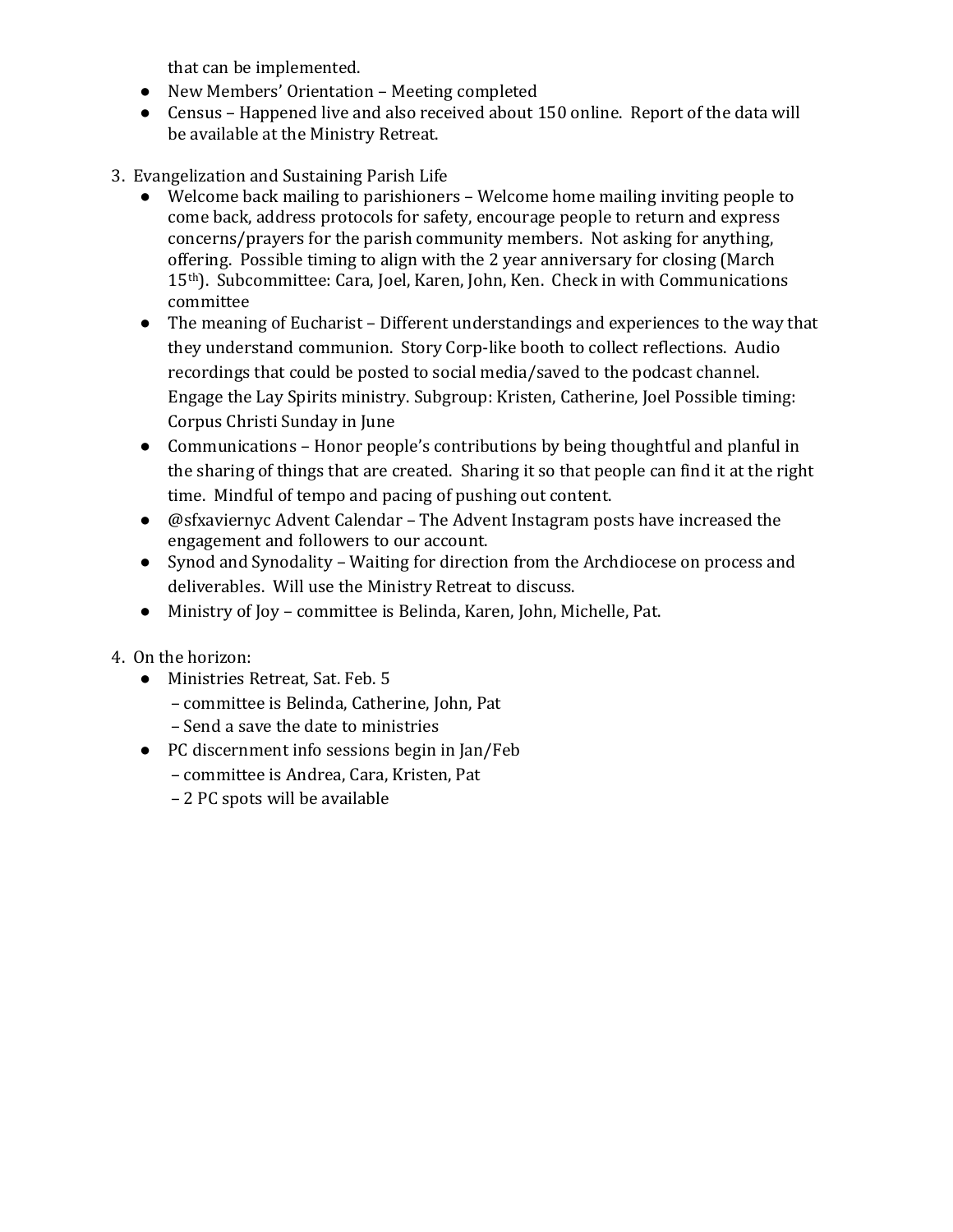that can be implemented.

- New Members' Orientation – Meeting completed
- Census – Happened live and also received about 150 online. Report of the data will be available at the Ministry Retreat.

3. Evangelization and Sustaining Parish Life
   - Welcome back mailing to parishioners – Welcome home mailing inviting people to come back, address protocols for safety, encourage people to return and express concerns/prayers for the parish community members. Not asking for anything, offering. Possible timing to align with the 2 year anniversary for closing (March 15th). Subcommittee: Cara, Joel, Karen, John, Ken. Check in with Communications committee
   - The meaning of Eucharist – Different understandings and experiences to the way that they understand communion. Story Corp-like booth to collect reflections. Audio recordings that could be posted to social media/saved to the podcast channel. Engage the Lay Spirits ministry. Subgroup: Kristen, Catherine, Joel Possible timing: Corpus Christi Sunday in June
   - Communications – Honor people's contributions by being thoughtful and planful in the sharing of things that are created. Sharing it so that people can find it at the right time. Mindful of tempo and pacing of pushing out content.
   - @sfxaviernyc Advent Calendar – The Advent Instagram posts have increased the engagement and followers to our account.
   - Synod and Synodality – Waiting for direction from the Archdiocese on process and deliverables. Will use the Ministry Retreat to discuss.
   - Ministry of Joy – committee is Belinda, Karen, John, Michelle, Pat.

4. On the horizon:
   - Ministries Retreat, Sat. Feb. 5
     – committee is Belinda, Catherine, John, Pat
     – Send a save the date to ministries
   - PC discernment info sessions begin in Jan/Feb
     – committee is Andrea, Cara, Kristen, Pat
     – 2 PC spots will be available